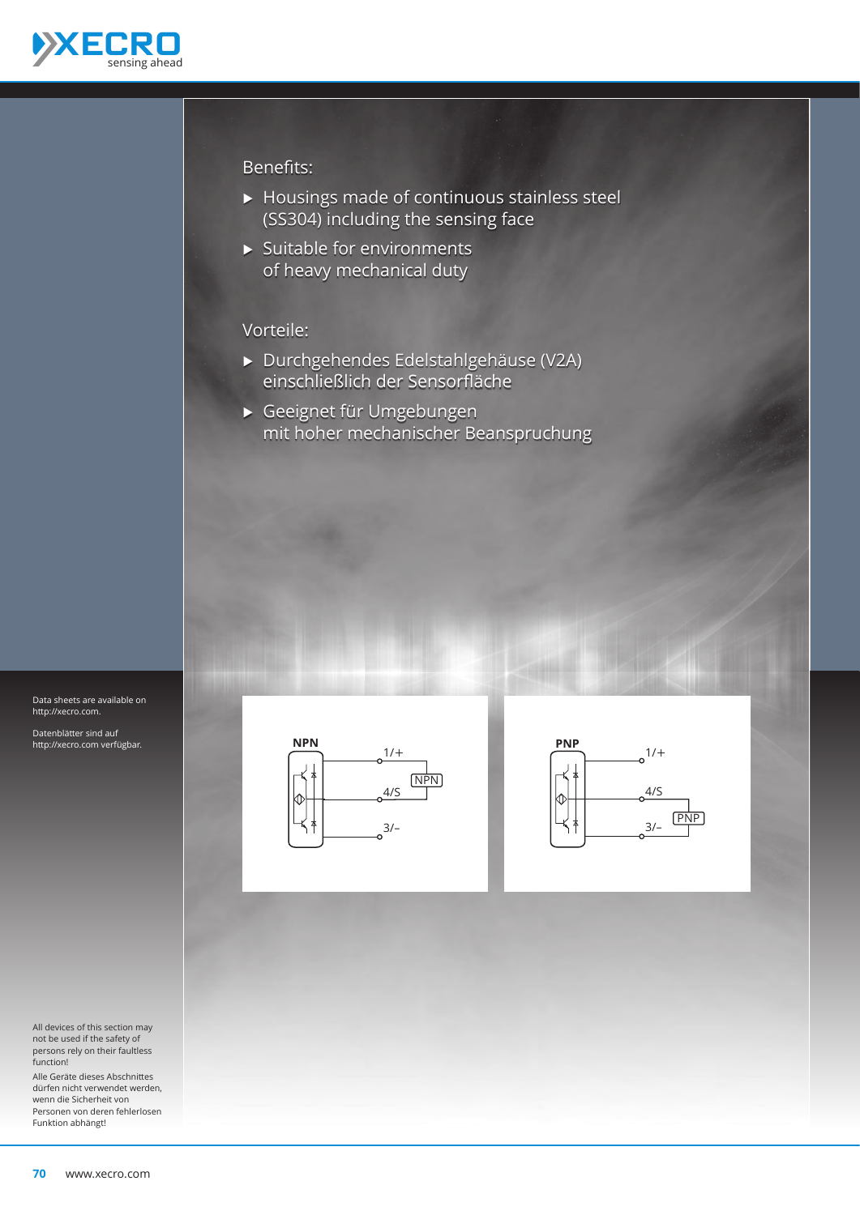Benefits:

- Housings made of continuous stainless steel (SS304) including the sensing face
- Suitable for environments of heavy mechanical duty

Vorteile:

- Durchgehendes Edelstahlgehäuse (V2A) einschließlich der Sensorfläche
- Geeignet für Umgebungen mit hoher mechanischer Beanspruchung

Data sheets are available on http://xecro.com.

Datenblätter sind auf http://xecro.com verfügbar.

**NPN**

1/+

4/S

NPN

3/–

**PNP**

1/+

4/S

PNP

3/–

All devices of this section may not be used if the safety of persons rely on their faultless function!

Alle Geräte dieses Abschnittes dürfen nicht verwendet werden, wenn die Sicherheit von Personen von deren fehlerlosen Funktion abhängt!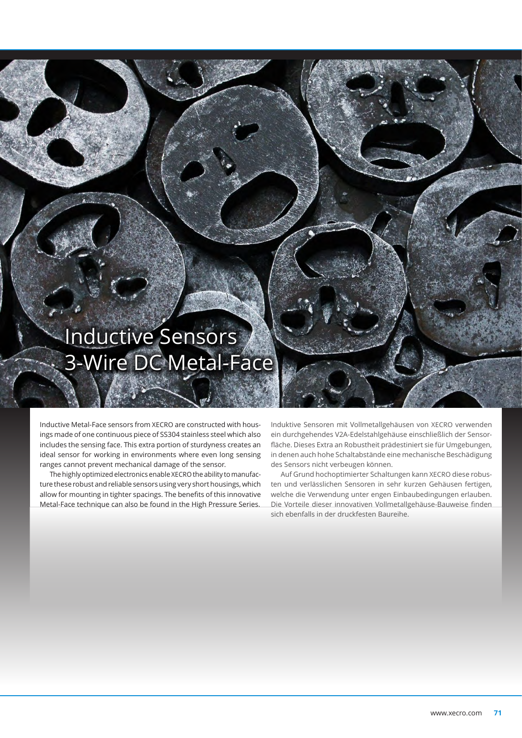# Inductive Sensors 3-Wire DC Metal-Face

Inductive Metal-Face sensors from XECRO are constructed with housings made of one continuous piece of SS304 stainless steel which also includes the sensing face. This extra portion of sturdyness creates an ideal sensor for working in environments where even long sensing ranges cannot prevent mechanical damage of the sensor.

The highly optimized electronics enable XECRO the ability to manufacture these robust and reliable sensors using very short housings, which allow for mounting in tighter spacings. The benefits of this innovative Metal-Face technique can also be found in the High Pressure Series.

Induktive Sensoren mit Vollmetallgehäusen von XECRO verwenden ein durchgehendes V2A-Edelstahlgehäuse einschließlich der Sensorfläche. Dieses Extra an Robustheit prädestiniert sie für Umgebungen, in denen auch hohe Schaltabstände eine mechanische Beschädigung des Sensors nicht verbeugen können.

Auf Grund hochoptimierter Schaltungen kann XECRO diese robusten und verlässlichen Sensoren in sehr kurzen Gehäusen fertigen, welche die Verwendung unter engen Einbaubedingungen erlauben. Die Vorteile dieser innovativen Vollmetallgehäuse-Bauweise finden sich ebenfalls in der druckfesten Baureihe.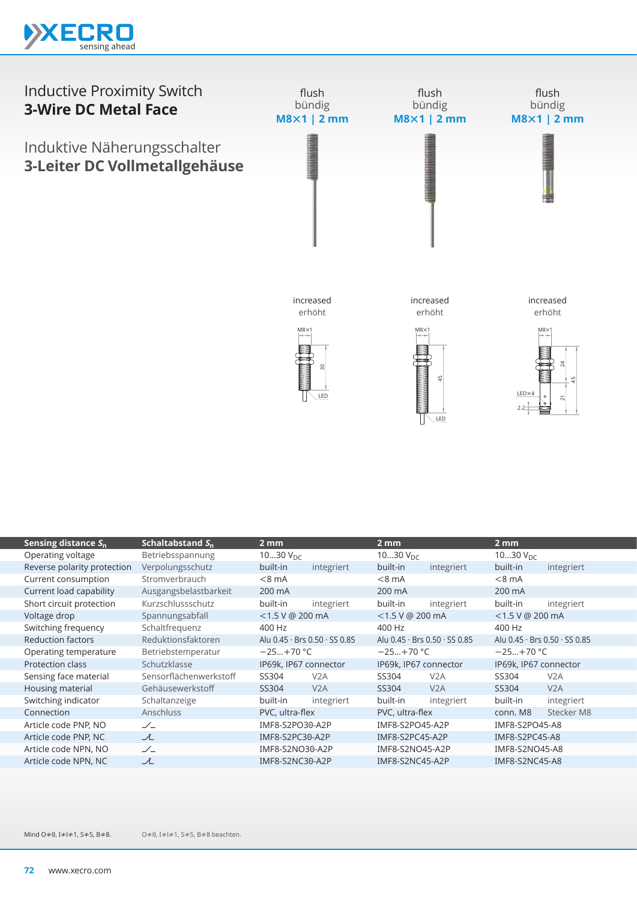# Inductive Proximity Switch
## 3-Wire DC Metal Face

# Induktive Näherungsschalter
## 3-Leiter DC Vollmetallgehäuse

| | | flush / bündig **M8×1 \| 2 mm** | | flush / bündig **M8×1 \| 2 mm** | | flush / bündig **M8×1 \| 2 mm** | |
|---|---|---|---|---|---|---|---|
| | | increased / erhöht | | increased / erhöht | | increased / erhöht | |
| **Sensing distance $S_n$** | **Schaltabstand $S_n$** | **2 mm** | | **2 mm** | | **2 mm** | |
| Operating voltage | Betriebsspannung | 10…30 $V_{DC}$ | | 10…30 $V_{DC}$ | | 10…30 $V_{DC}$ | |
| Reverse polarity protection | Verpolungsschutz | built-in | integriert | built-in | integriert | built-in | integriert |
| Current consumption | Stromverbrauch | <8 mA | | <8 mA | | <8 mA | |
| Current load capability | Ausgangsbelastbarkeit | 200 mA | | 200 mA | | 200 mA | |
| Short circuit protection | Kurzschlussschutz | built-in | integriert | built-in | integriert | built-in | integriert |
| Voltage drop | Spannungsabfall | <1.5 V @ 200 mA | | <1.5 V @ 200 mA | | <1.5 V @ 200 mA | |
| Switching frequency | Schaltfrequenz | 400 Hz | | 400 Hz | | 400 Hz | |
| Reduction factors | Reduktionsfaktoren | Alu 0.45 · Brs 0.50 · SS 0.85 | | Alu 0.45 · Brs 0.50 · SS 0.85 | | Alu 0.45 · Brs 0.50 · SS 0.85 | |
| Operating temperature | Betriebstemperatur | −25…+70 °C | | −25…+70 °C | | −25…+70 °C | |
| Protection class | Schutzklasse | IP69k, IP67 connector | | IP69k, IP67 connector | | IP69k, IP67 connector | |
| Sensing face material | Sensorflächenwerkstoff | SS304 | V2A | SS304 | V2A | SS304 | V2A |
| Housing material | Gehäusewerkstoff | SS304 | V2A | SS304 | V2A | SS304 | V2A |
| Switching indicator | Schaltanzeige | built-in | integriert | built-in | integriert | built-in | integriert |
| Connection | Anschluss | PVC, ultra-flex | | PVC, ultra-flex | | conn. M8 | Stecker M8 |
| Article code PNP, NO | | IMF8-S2PO30-A2P | | IMF8-S2PO45-A2P | | IMF8-S2PO45-A8 | |
| Article code PNP, NC | | IMF8-S2PC30-A2P | | IMF8-S2PC45-A2P | | IMF8-S2PC45-A8 | |
| Article code NPN, NO | | IMF8-S2NO30-A2P | | IMF8-S2NO45-A2P | | IMF8-S2NO45-A8 | |
| Article code NPN, NC | | IMF8-S2NC30-A2P | | IMF8-S2NC45-A2P | | IMF8-S2NC45-A8 | |

Mind O≠0, I≠l≠1, S≠5, B≠8. O≠0, I≠l≠1, S≠5, B≠8 beachten.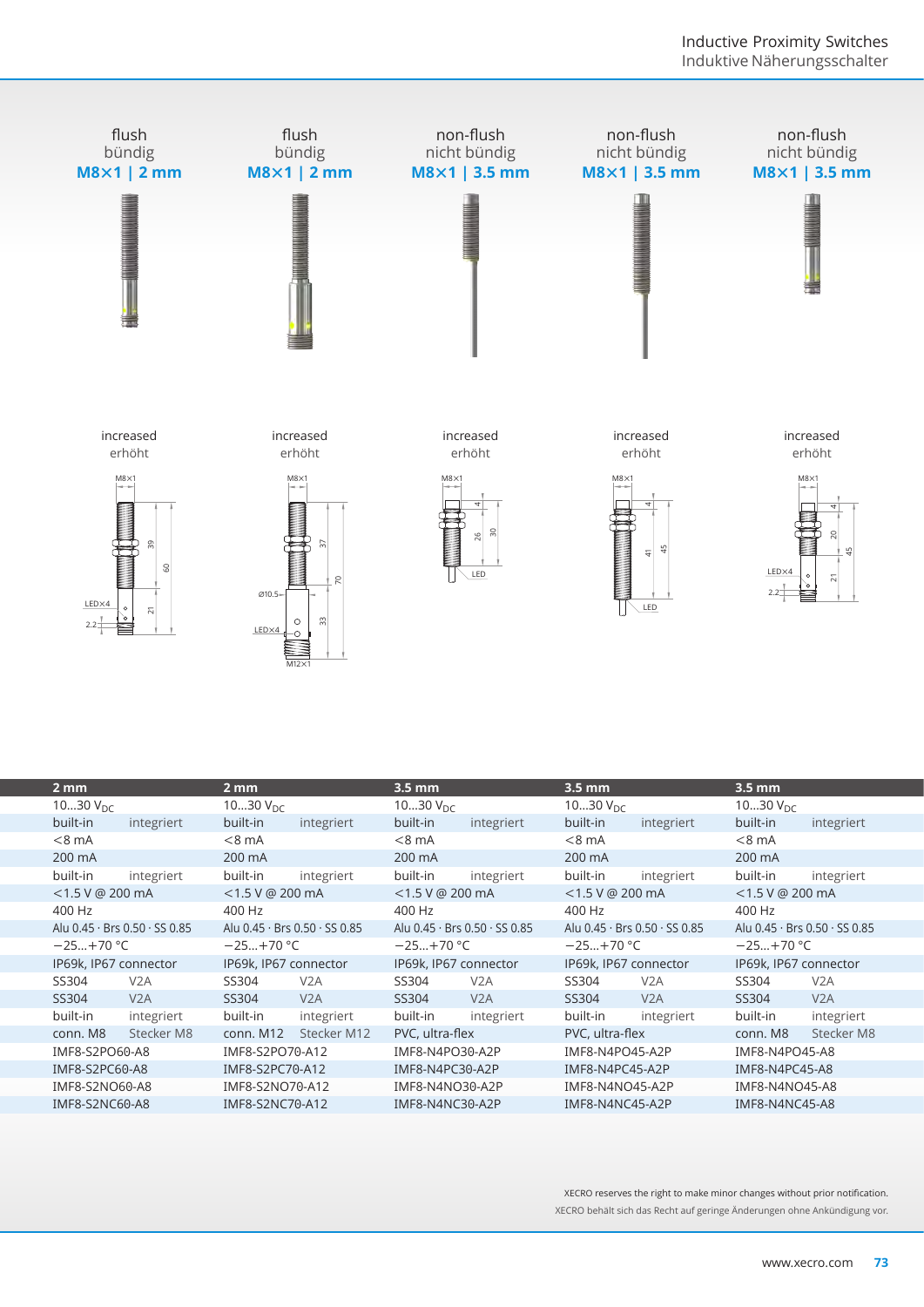| flush<br>bündig<br>**M8×1 \| 2 mm** | flush<br>bündig<br>**M8×1 \| 2 mm** | non-flush<br>nicht bündig<br>**M8×1 \| 3.5 mm** | non-flush<br>nicht bündig<br>**M8×1 \| 3.5 mm** | non-flush<br>nicht bündig<br>**M8×1 \| 3.5 mm** |
|---|---|---|---|---|
| increased<br>erhöht | increased<br>erhöht | increased<br>erhöht | increased<br>erhöht | increased<br>erhöht |

| 2 mm | | 2 mm | | 3.5 mm | | 3.5 mm | | 3.5 mm | |
|---|---|---|---|---|---|---|---|---|---|
| 10…30 $V_{DC}$ | | 10…30 $V_{DC}$ | | 10…30 $V_{DC}$ | | 10…30 $V_{DC}$ | | 10…30 $V_{DC}$ | |
| built-in | integriert | built-in | integriert | built-in | integriert | built-in | integriert | built-in | integriert |
| <8 mA | | <8 mA | | <8 mA | | <8 mA | | <8 mA | |
| 200 mA | | 200 mA | | 200 mA | | 200 mA | | 200 mA | |
| built-in | integriert | built-in | integriert | built-in | integriert | built-in | integriert | built-in | integriert |
| <1.5 V @ 200 mA | | <1.5 V @ 200 mA | | <1.5 V @ 200 mA | | <1.5 V @ 200 mA | | <1.5 V @ 200 mA | |
| 400 Hz | | 400 Hz | | 400 Hz | | 400 Hz | | 400 Hz | |
| Alu 0.45 · Brs 0.50 · SS 0.85 | | Alu 0.45 · Brs 0.50 · SS 0.85 | | Alu 0.45 · Brs 0.50 · SS 0.85 | | Alu 0.45 · Brs 0.50 · SS 0.85 | | Alu 0.45 · Brs 0.50 · SS 0.85 | |
| −25…+70 °C | | −25…+70 °C | | −25…+70 °C | | −25…+70 °C | | −25…+70 °C | |
| IP69k, IP67 connector | | IP69k, IP67 connector | | IP69k, IP67 connector | | IP69k, IP67 connector | | IP69k, IP67 connector | |
| SS304 | V2A | SS304 | V2A | SS304 | V2A | SS304 | V2A | SS304 | V2A |
| SS304 | V2A | SS304 | V2A | SS304 | V2A | SS304 | V2A | SS304 | V2A |
| built-in | integriert | built-in | integriert | built-in | integriert | built-in | integriert | built-in | integriert |
| conn. M8 | Stecker M8 | conn. M12 | Stecker M12 | PVC, ultra-flex | | PVC, ultra-flex | | conn. M8 | Stecker M8 |
| IMF8-S2PO60-A8 | | IMF8-S2PO70-A12 | | IMF8-N4PO30-A2P | | IMF8-N4PO45-A2P | | IMF8-N4PO45-A8 | |
| IMF8-S2PC60-A8 | | IMF8-S2PC70-A12 | | IMF8-N4PC30-A2P | | IMF8-N4PC45-A2P | | IMF8-N4PC45-A8 | |
| IMF8-S2NO60-A8 | | IMF8-S2NO70-A12 | | IMF8-N4NO30-A2P | | IMF8-N4NO45-A2P | | IMF8-N4NO45-A8 | |
| IMF8-S2NC60-A8 | | IMF8-S2NC70-A12 | | IMF8-N4NC30-A2P | | IMF8-N4NC45-A2P | | IMF8-N4NC45-A8 | |

XECRO reserves the right to make minor changes without prior notification.
XECRO behält sich das Recht auf geringe Änderungen ohne Ankündigung vor.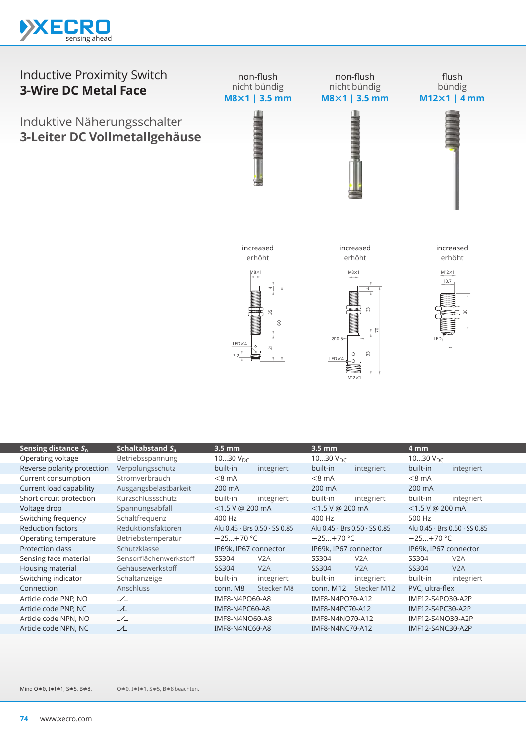# Inductive Proximity Switch
## 3-Wire DC Metal Face

# Induktive Näherungsschalter
## 3-Leiter DC Vollmetallgehäuse

| | | non-flush / nicht bündig **M8×1 \| 3.5 mm** | non-flush / nicht bündig **M8×1 \| 3.5 mm** | flush / bündig **M12×1 \| 4 mm** |
|---|---|---|---|---|
| | | increased / erhöht | increased / erhöht | increased / erhöht |
| **Sensing distance $S_n$** | **Schaltabstand $S_n$** | **3.5 mm** | **3.5 mm** | **4 mm** |
| Operating voltage | Betriebsspannung | 10…30 $V_{DC}$ | 10…30 $V_{DC}$ | 10…30 $V_{DC}$ |
| Reverse polarity protection | Verpolungsschutz | built-in integriert | built-in integriert | built-in integriert |
| Current consumption | Stromverbrauch | <8 mA | <8 mA | <8 mA |
| Current load capability | Ausgangsbelastbarkeit | 200 mA | 200 mA | 200 mA |
| Short circuit protection | Kurzschlussschutz | built-in integriert | built-in integriert | built-in integriert |
| Voltage drop | Spannungsabfall | <1.5 V @ 200 mA | <1.5 V @ 200 mA | <1.5 V @ 200 mA |
| Switching frequency | Schaltfrequenz | 400 Hz | 400 Hz | 500 Hz |
| Reduction factors | Reduktionsfaktoren | Alu 0.45 · Brs 0.50 · SS 0.85 | Alu 0.45 · Brs 0.50 · SS 0.85 | Alu 0.45 · Brs 0.50 · SS 0.85 |
| Operating temperature | Betriebstemperatur | −25…+70 °C | −25…+70 °C | −25…+70 °C |
| Protection class | Schutzklasse | IP69k, IP67 connector | IP69k, IP67 connector | IP69k, IP67 connector |
| Sensing face material | Sensorflächenwerkstoff | SS304 V2A | SS304 V2A | SS304 V2A |
| Housing material | Gehäusewerkstoff | SS304 V2A | SS304 V2A | SS304 V2A |
| Switching indicator | Schaltanzeige | built-in integriert | built-in integriert | built-in integriert |
| Connection | Anschluss | conn. M8 Stecker M8 | conn. M12 Stecker M12 | PVC, ultra-flex |
| Article code PNP, NO | | IMF8-N4PO60-A8 | IMF8-N4PO70-A12 | IMF12-S4PO30-A2P |
| Article code PNP, NC | | IMF8-N4PC60-A8 | IMF8-N4PC70-A12 | IMF12-S4PC30-A2P |
| Article code NPN, NO | | IMF8-N4NO60-A8 | IMF8-N4NO70-A12 | IMF12-S4NO30-A2P |
| Article code NPN, NC | | IMF8-N4NC60-A8 | IMF8-N4NC70-A12 | IMF12-S4NC30-A2P |

Mind O≠0, I≠l≠1, S≠5, B≠8.

O≠0, I≠l≠1, S≠5, B≠8 beachten.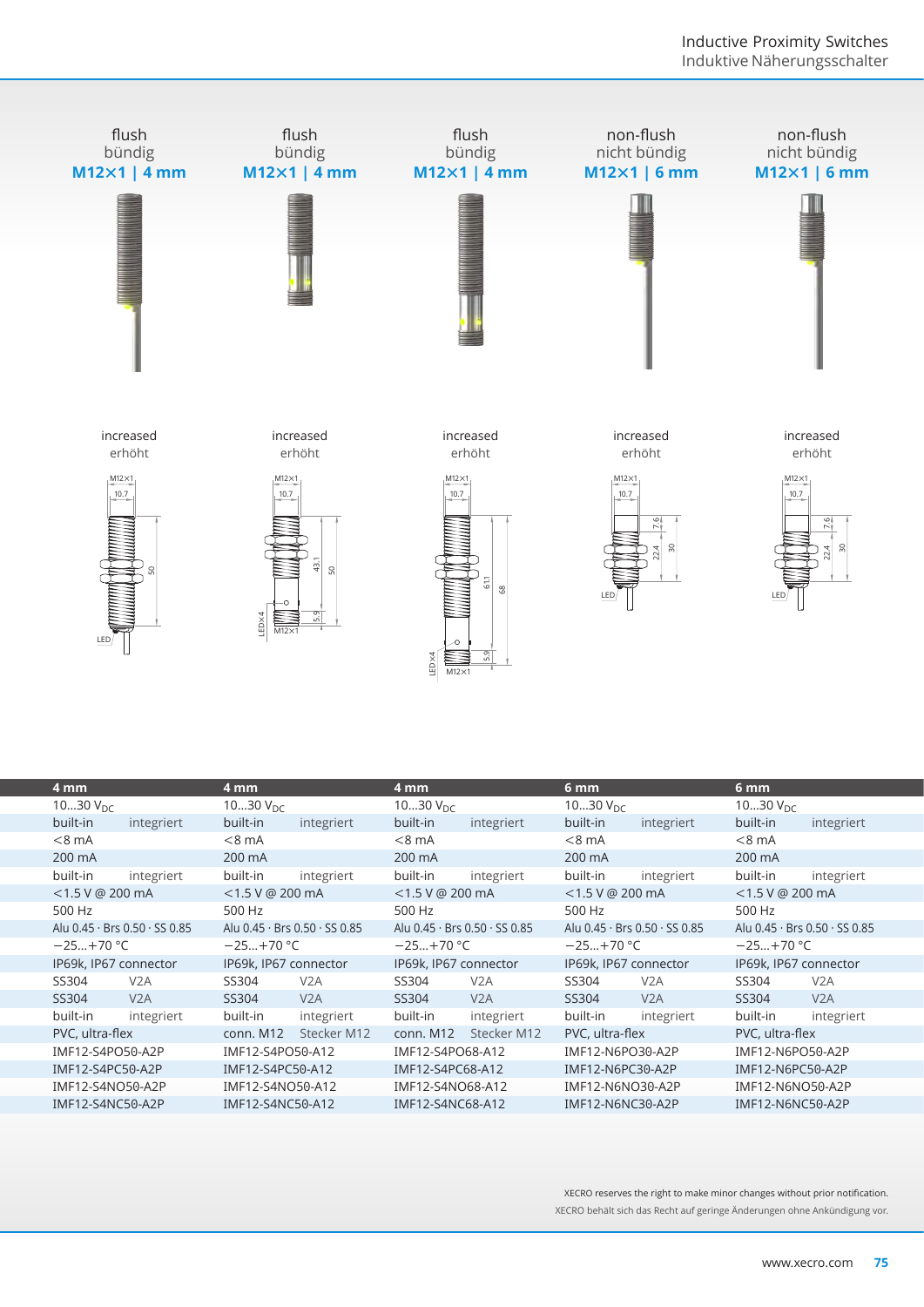Inductive Proximity Switches
Induktive Näherungsschalter

| flush / bündig **M12×1 \| 4 mm** | flush / bündig **M12×1 \| 4 mm** | flush / bündig **M12×1 \| 4 mm** | non-flush / nicht bündig **M12×1 \| 6 mm** | non-flush / nicht bündig **M12×1 \| 6 mm** |
|---|---|---|---|---|
| increased / erhöht | increased / erhöht | increased / erhöht | increased / erhöht | increased / erhöht |

| 4 mm | 4 mm | 4 mm | 6 mm | 6 mm |
|---|---|---|---|---|
| 10…30 $V_{DC}$ | 10…30 $V_{DC}$ | 10…30 $V_{DC}$ | 10…30 $V_{DC}$ | 10…30 $V_{DC}$ |
| built-in integriert | built-in integriert | built-in integriert | built-in integriert | built-in integriert |
| <8 mA | <8 mA | <8 mA | <8 mA | <8 mA |
| 200 mA | 200 mA | 200 mA | 200 mA | 200 mA |
| built-in integriert | built-in integriert | built-in integriert | built-in integriert | built-in integriert |
| <1.5 V @ 200 mA | <1.5 V @ 200 mA | <1.5 V @ 200 mA | <1.5 V @ 200 mA | <1.5 V @ 200 mA |
| 500 Hz | 500 Hz | 500 Hz | 500 Hz | 500 Hz |
| Alu 0.45 · Brs 0.50 · SS 0.85 | Alu 0.45 · Brs 0.50 · SS 0.85 | Alu 0.45 · Brs 0.50 · SS 0.85 | Alu 0.45 · Brs 0.50 · SS 0.85 | Alu 0.45 · Brs 0.50 · SS 0.85 |
| −25…+70 °C | −25…+70 °C | −25…+70 °C | −25…+70 °C | −25…+70 °C |
| IP69k, IP67 connector | IP69k, IP67 connector | IP69k, IP67 connector | IP69k, IP67 connector | IP69k, IP67 connector |
| SS304 V2A | SS304 V2A | SS304 V2A | SS304 V2A | SS304 V2A |
| SS304 V2A | SS304 V2A | SS304 V2A | SS304 V2A | SS304 V2A |
| built-in integriert | built-in integriert | built-in integriert | built-in integriert | built-in integriert |
| PVC, ultra-flex | conn. M12 Stecker M12 | conn. M12 Stecker M12 | PVC, ultra-flex | PVC, ultra-flex |
| IMF12-S4PO50-A2P | IMF12-S4PO50-A12 | IMF12-S4PO68-A12 | IMF12-N6PO30-A2P | IMF12-N6PO50-A2P |
| IMF12-S4PC50-A2P | IMF12-S4PC50-A12 | IMF12-S4PC68-A12 | IMF12-N6PC30-A2P | IMF12-N6PC50-A2P |
| IMF12-S4NO50-A2P | IMF12-S4NO50-A12 | IMF12-S4NO68-A12 | IMF12-N6NO30-A2P | IMF12-N6NO50-A2P |
| IMF12-S4NC50-A2P | IMF12-S4NC50-A12 | IMF12-S4NC68-A12 | IMF12-N6NC30-A2P | IMF12-N6NC50-A2P |

XECRO reserves the right to make minor changes without prior notification.
XECRO behält sich das Recht auf geringe Änderungen ohne Ankündigung vor.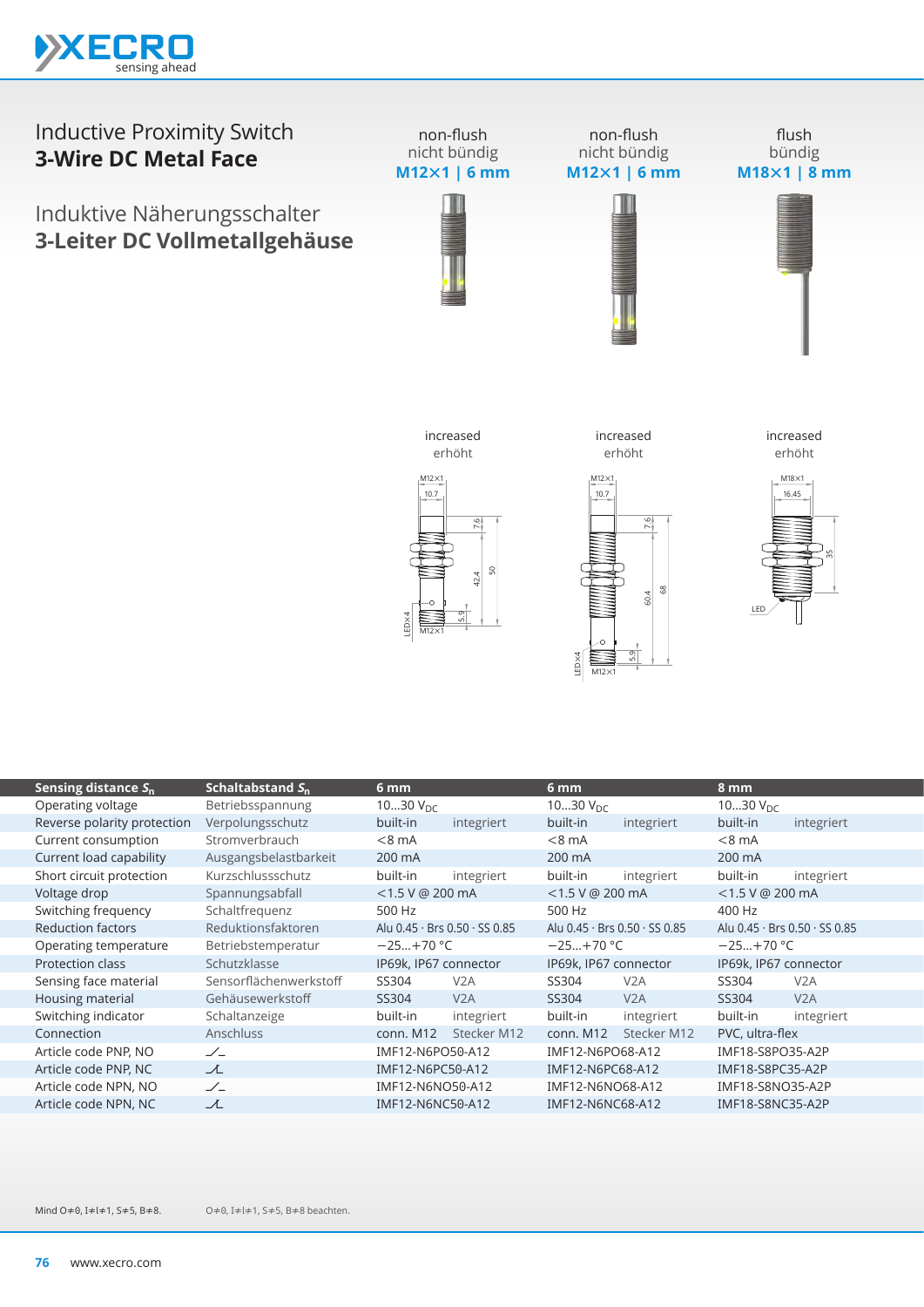# Inductive Proximity Switch
## 3-Wire DC Metal Face

# Induktive Näherungsschalter
## 3-Leiter DC Vollmetallgehäuse

| non-flush<br>nicht bündig<br>**M12×1 \| 6 mm** | non-flush<br>nicht bündig<br>**M12×1 \| 6 mm** | flush<br>bündig<br>**M18×1 \| 8 mm** |
|---|---|---|
| increased<br>erhöht | increased<br>erhöht | increased<br>erhöht |

| Sensing distance $S_n$ | Schaltabstand $S_n$ | 6 mm | | 6 mm | | 8 mm | |
|---|---|---|---|---|---|---|---|
| Operating voltage | Betriebsspannung | 10…30 $V_{DC}$ | | 10…30 $V_{DC}$ | | 10…30 $V_{DC}$ | |
| Reverse polarity protection | Verpolungsschutz | built-in | integriert | built-in | integriert | built-in | integriert |
| Current consumption | Stromverbrauch | <8 mA | | <8 mA | | <8 mA | |
| Current load capability | Ausgangsbelastbarkeit | 200 mA | | 200 mA | | 200 mA | |
| Short circuit protection | Kurzschlussschutz | built-in | integriert | built-in | integriert | built-in | integriert |
| Voltage drop | Spannungsabfall | <1.5 V @ 200 mA | | <1.5 V @ 200 mA | | <1.5 V @ 200 mA | |
| Switching frequency | Schaltfrequenz | 500 Hz | | 500 Hz | | 400 Hz | |
| Reduction factors | Reduktionsfaktoren | Alu 0.45 · Brs 0.50 · SS 0.85 | | Alu 0.45 · Brs 0.50 · SS 0.85 | | Alu 0.45 · Brs 0.50 · SS 0.85 | |
| Operating temperature | Betriebstemperatur | −25…+70 °C | | −25…+70 °C | | −25…+70 °C | |
| Protection class | Schutzklasse | IP69k, IP67 connector | | IP69k, IP67 connector | | IP69k, IP67 connector | |
| Sensing face material | Sensorflächenwerkstoff | SS304 | V2A | SS304 | V2A | SS304 | V2A |
| Housing material | Gehäusewerkstoff | SS304 | V2A | SS304 | V2A | SS304 | V2A |
| Switching indicator | Schaltanzeige | built-in | integriert | built-in | integriert | built-in | integriert |
| Connection | Anschluss | conn. M12 | Stecker M12 | conn. M12 | Stecker M12 | PVC, ultra-flex | |
| Article code PNP, NO | | IMF12-N6PO50-A12 | | IMF12-N6PO68-A12 | | IMF18-S8PO35-A2P | |
| Article code PNP, NC | | IMF12-N6PC50-A12 | | IMF12-N6PC68-A12 | | IMF18-S8PC35-A2P | |
| Article code NPN, NO | | IMF12-N6NO50-A12 | | IMF12-N6NO68-A12 | | IMF18-S8NO35-A2P | |
| Article code NPN, NC | | IMF12-N6NC50-A12 | | IMF12-N6NC68-A12 | | IMF18-S8NC35-A2P | |

Mind O≠0, I≠l≠1, S≠5, B≠8. O≠0, I≠l≠1, S≠5, B≠8 beachten.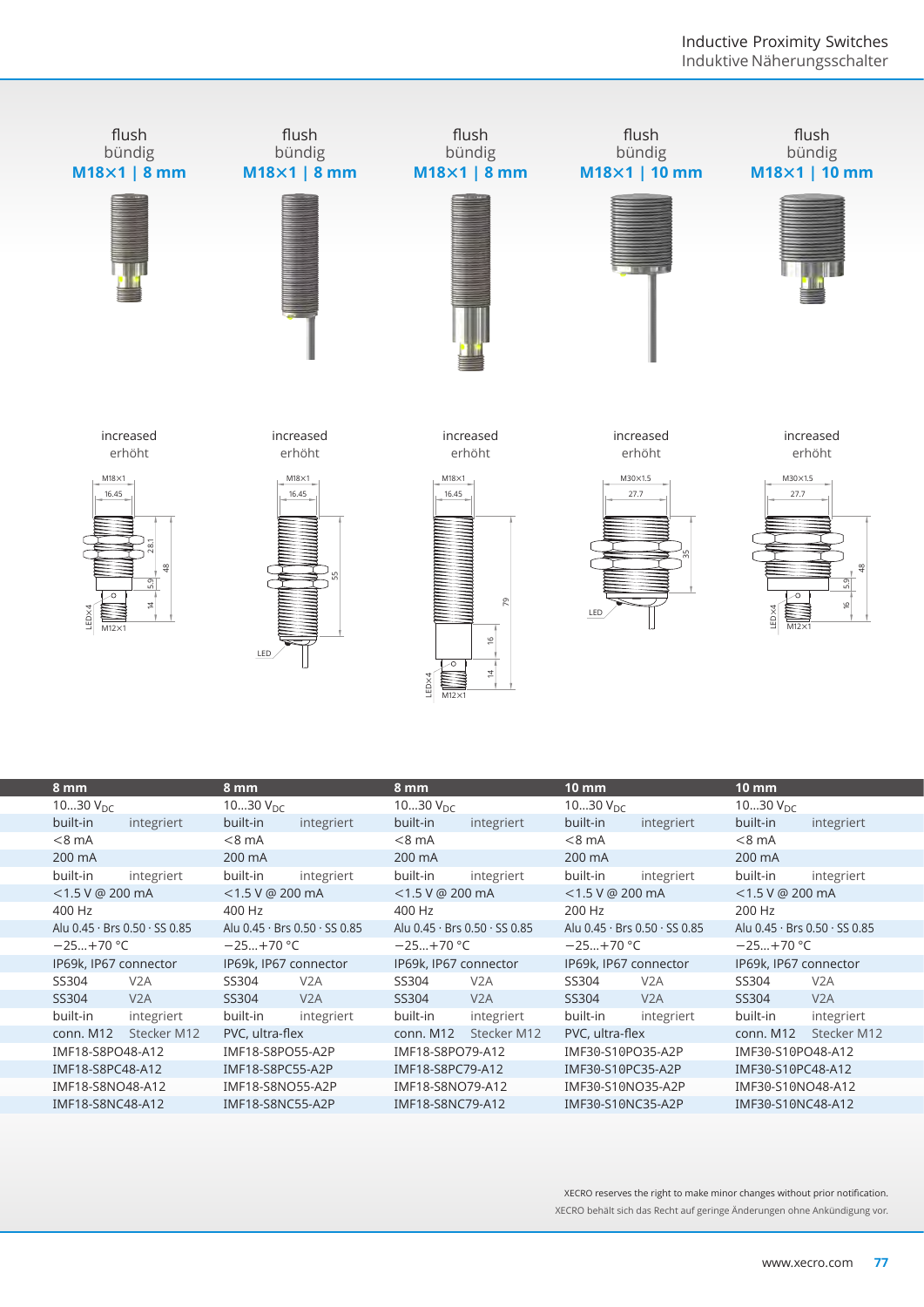| flush bündig M18×1 \| 8 mm | flush bündig M18×1 \| 8 mm | flush bündig M18×1 \| 8 mm | flush bündig M18×1 \| 10 mm | flush bündig M18×1 \| 10 mm |
|---|---|---|---|---|
| increased erhöht | increased erhöht | increased erhöht | increased erhöht | increased erhöht |

| 8 mm | | 8 mm | | 8 mm | | 10 mm | | 10 mm | |
|---|---|---|---|---|---|---|---|---|---|
| 10...30 $V_{DC}$ | | 10...30 $V_{DC}$ | | 10...30 $V_{DC}$ | | 10...30 $V_{DC}$ | | 10...30 $V_{DC}$ | |
| built-in | integriert | built-in | integriert | built-in | integriert | built-in | integriert | built-in | integriert |
| <8 mA | | <8 mA | | <8 mA | | <8 mA | | <8 mA | |
| 200 mA | | 200 mA | | 200 mA | | 200 mA | | 200 mA | |
| built-in | integriert | built-in | integriert | built-in | integriert | built-in | integriert | built-in | integriert |
| <1.5 V @ 200 mA | | <1.5 V @ 200 mA | | <1.5 V @ 200 mA | | <1.5 V @ 200 mA | | <1.5 V @ 200 mA | |
| 400 Hz | | 400 Hz | | 400 Hz | | 200 Hz | | 200 Hz | |
| Alu 0.45 · Brs 0.50 · SS 0.85 | | Alu 0.45 · Brs 0.50 · SS 0.85 | | Alu 0.45 · Brs 0.50 · SS 0.85 | | Alu 0.45 · Brs 0.50 · SS 0.85 | | Alu 0.45 · Brs 0.50 · SS 0.85 | |
| −25...+70 °C | | −25...+70 °C | | −25...+70 °C | | −25...+70 °C | | −25...+70 °C | |
| IP69k, IP67 connector | | IP69k, IP67 connector | | IP69k, IP67 connector | | IP69k, IP67 connector | | IP69k, IP67 connector | |
| SS304 | V2A | SS304 | V2A | SS304 | V2A | SS304 | V2A | SS304 | V2A |
| SS304 | V2A | SS304 | V2A | SS304 | V2A | SS304 | V2A | SS304 | V2A |
| built-in | integriert | built-in | integriert | built-in | integriert | built-in | integriert | built-in | integriert |
| conn. M12 | Stecker M12 | PVC, ultra-flex | | conn. M12 | Stecker M12 | PVC, ultra-flex | | conn. M12 | Stecker M12 |
| IMF18-S8PO48-A12 | | IMF18-S8PO55-A2P | | IMF18-S8PO79-A12 | | IMF30-S10PO35-A2P | | IMF30-S10PO48-A12 | |
| IMF18-S8PC48-A12 | | IMF18-S8PC55-A2P | | IMF18-S8PC79-A12 | | IMF30-S10PC35-A2P | | IMF30-S10PC48-A12 | |
| IMF18-S8NO48-A12 | | IMF18-S8NO55-A2P | | IMF18-S8NO79-A12 | | IMF30-S10NO35-A2P | | IMF30-S10NO48-A12 | |
| IMF18-S8NC48-A12 | | IMF18-S8NC55-A2P | | IMF18-S8NC79-A12 | | IMF30-S10NC35-A2P | | IMF30-S10NC48-A12 | |

XECRO reserves the right to make minor changes without prior notification.
XECRO behält sich das Recht auf geringe Änderungen ohne Ankündigung vor.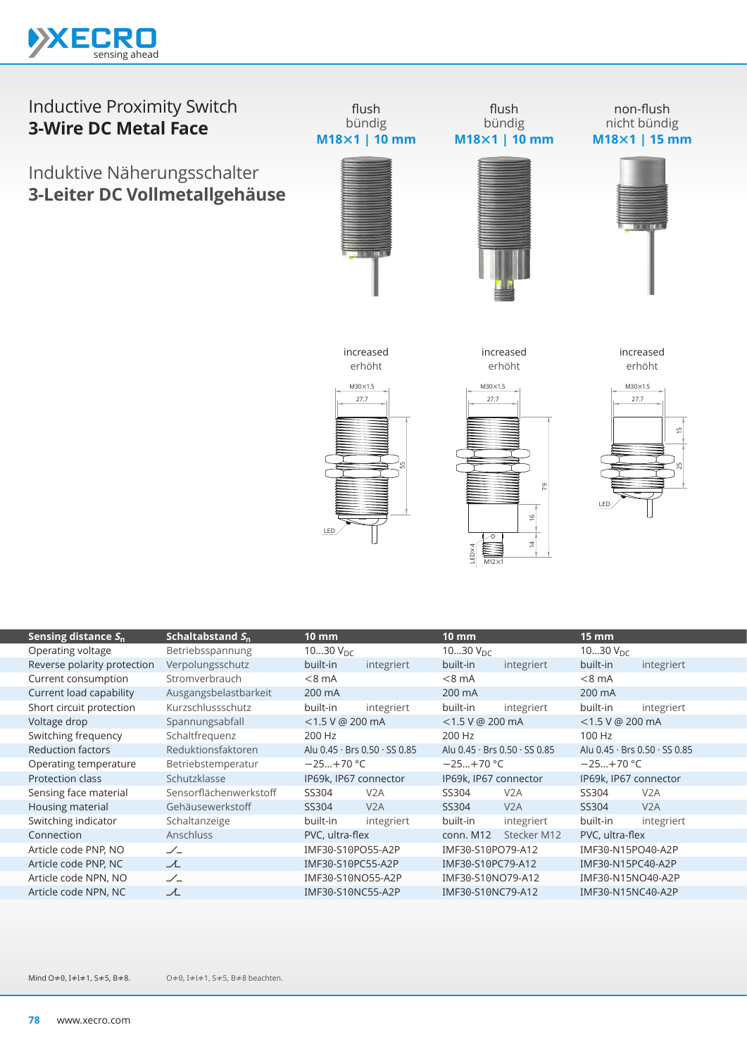# Inductive Proximity Switch
## 3-Wire DC Metal Face

# Induktive Näherungsschalter
## 3-Leiter DC Vollmetallgehäuse

| flush<br>bündig<br>**M18×1 \| 10 mm** | flush<br>bündig<br>**M18×1 \| 10 mm** | non-flush<br>nicht bündig<br>**M18×1 \| 15 mm** |
|---|---|---|
| increased<br>erhöht | increased<br>erhöht | increased<br>erhöht |

| **Sensing distance $S_n$** | **Schaltabstand $S_n$** | **10 mm** | | **10 mm** | | **15 mm** | |
|---|---|---|---|---|---|---|---|
| Operating voltage | Betriebsspannung | 10…30 $V_{DC}$ | | 10…30 $V_{DC}$ | | 10…30 $V_{DC}$ | |
| Reverse polarity protection | Verpolungsschutz | built-in | integriert | built-in | integriert | built-in | integriert |
| Current consumption | Stromverbrauch | <8 mA | | <8 mA | | <8 mA | |
| Current load capability | Ausgangsbelastbarkeit | 200 mA | | 200 mA | | 200 mA | |
| Short circuit protection | Kurzschlussschutz | built-in | integriert | built-in | integriert | built-in | integriert |
| Voltage drop | Spannungsabfall | <1.5 V @ 200 mA | | <1.5 V @ 200 mA | | <1.5 V @ 200 mA | |
| Switching frequency | Schaltfrequenz | 200 Hz | | 200 Hz | | 100 Hz | |
| Reduction factors | Reduktionsfaktoren | Alu 0.45 · Brs 0.50 · SS 0.85 | | Alu 0.45 · Brs 0.50 · SS 0.85 | | Alu 0.45 · Brs 0.50 · SS 0.85 | |
| Operating temperature | Betriebstemperatur | −25…+70 °C | | −25…+70 °C | | −25…+70 °C | |
| Protection class | Schutzklasse | IP69k, IP67 connector | | IP69k, IP67 connector | | IP69k, IP67 connector | |
| Sensing face material | Sensorflächenwerkstoff | SS304 | V2A | SS304 | V2A | SS304 | V2A |
| Housing material | Gehäusewerkstoff | SS304 | V2A | SS304 | V2A | SS304 | V2A |
| Switching indicator | Schaltanzeige | built-in | integriert | built-in | integriert | built-in | integriert |
| Connection | Anschluss | PVC, ultra-flex | | conn. M12 | Stecker M12 | PVC, ultra-flex | |
| Article code PNP, NO | | IMF30-S10PO55-A2P | | IMF30-S10PO79-A12 | | IMF30-N15PO40-A2P | |
| Article code PNP, NC | | IMF30-S10PC55-A2P | | IMF30-S10PC79-A12 | | IMF30-N15PC40-A2P | |
| Article code NPN, NO | | IMF30-S10NO55-A2P | | IMF30-S10NO79-A12 | | IMF30-N15NO40-A2P | |
| Article code NPN, NC | | IMF30-S10NC55-A2P | | IMF30-S10NC79-A12 | | IMF30-N15NC40-A2P | |

Mind O≠0, I≠l≠1, S≠5, B≠8. O≠0, I≠l≠1, S≠5, B≠8 beachten.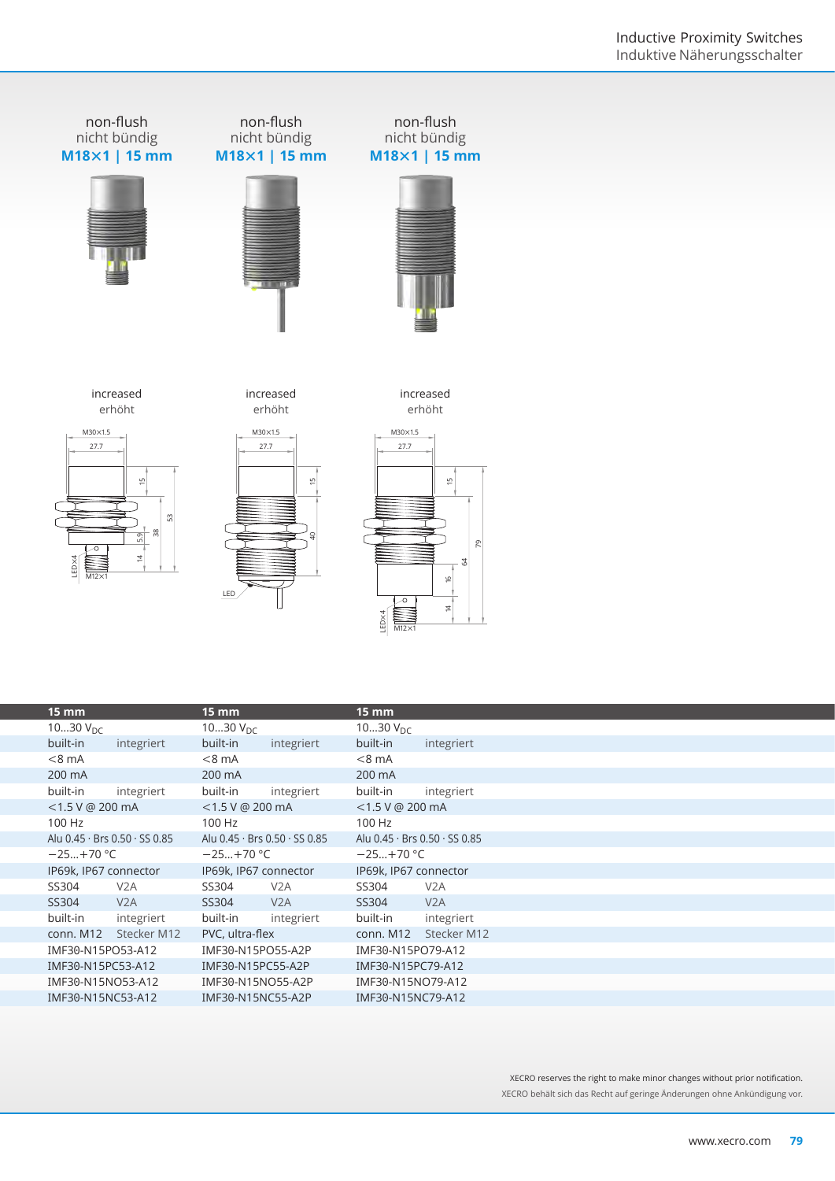| non-flush nicht bündig **M18×1 \| 15 mm** | non-flush nicht bündig **M18×1 \| 15 mm** | non-flush nicht bündig **M18×1 \| 15 mm** |
|---|---|---|
| increased erhöht | increased erhöht | increased erhöht |

M30×1.5
27.7
15
53
38
5.9
14
LED×4
M12×1

M30×1.5
27.7
15
40
LED

M30×1.5
27.7
15
79
64
16
14
LED×4
M12×1

| 15 mm | 15 mm | 15 mm |
|---|---|---|
| 10…30 $V_{DC}$ | 10…30 $V_{DC}$ | 10…30 $V_{DC}$ |
| built-in integriert | built-in integriert | built-in integriert |
| <8 mA | <8 mA | <8 mA |
| 200 mA | 200 mA | 200 mA |
| built-in integriert | built-in integriert | built-in integriert |
| <1.5 V @ 200 mA | <1.5 V @ 200 mA | <1.5 V @ 200 mA |
| 100 Hz | 100 Hz | 100 Hz |
| Alu 0.45 · Brs 0.50 · SS 0.85 | Alu 0.45 · Brs 0.50 · SS 0.85 | Alu 0.45 · Brs 0.50 · SS 0.85 |
| −25…+70 °C | −25…+70 °C | −25…+70 °C |
| IP69k, IP67 connector | IP69k, IP67 connector | IP69k, IP67 connector |
| SS304 V2A | SS304 V2A | SS304 V2A |
| SS304 V2A | SS304 V2A | SS304 V2A |
| built-in integriert | built-in integriert | built-in integriert |
| conn. M12 Stecker M12 | PVC, ultra-flex | conn. M12 Stecker M12 |
| IMF30-N15PO53-A12 | IMF30-N15PO55-A2P | IMF30-N15PO79-A12 |
| IMF30-N15PC53-A12 | IMF30-N15PC55-A2P | IMF30-N15PC79-A12 |
| IMF30-N15NO53-A12 | IMF30-N15NO55-A2P | IMF30-N15NO79-A12 |
| IMF30-N15NC53-A12 | IMF30-N15NC55-A2P | IMF30-N15NC79-A12 |

XECRO reserves the right to make minor changes without prior notification.
XECRO behält sich das Recht auf geringe Änderungen ohne Ankündigung vor.